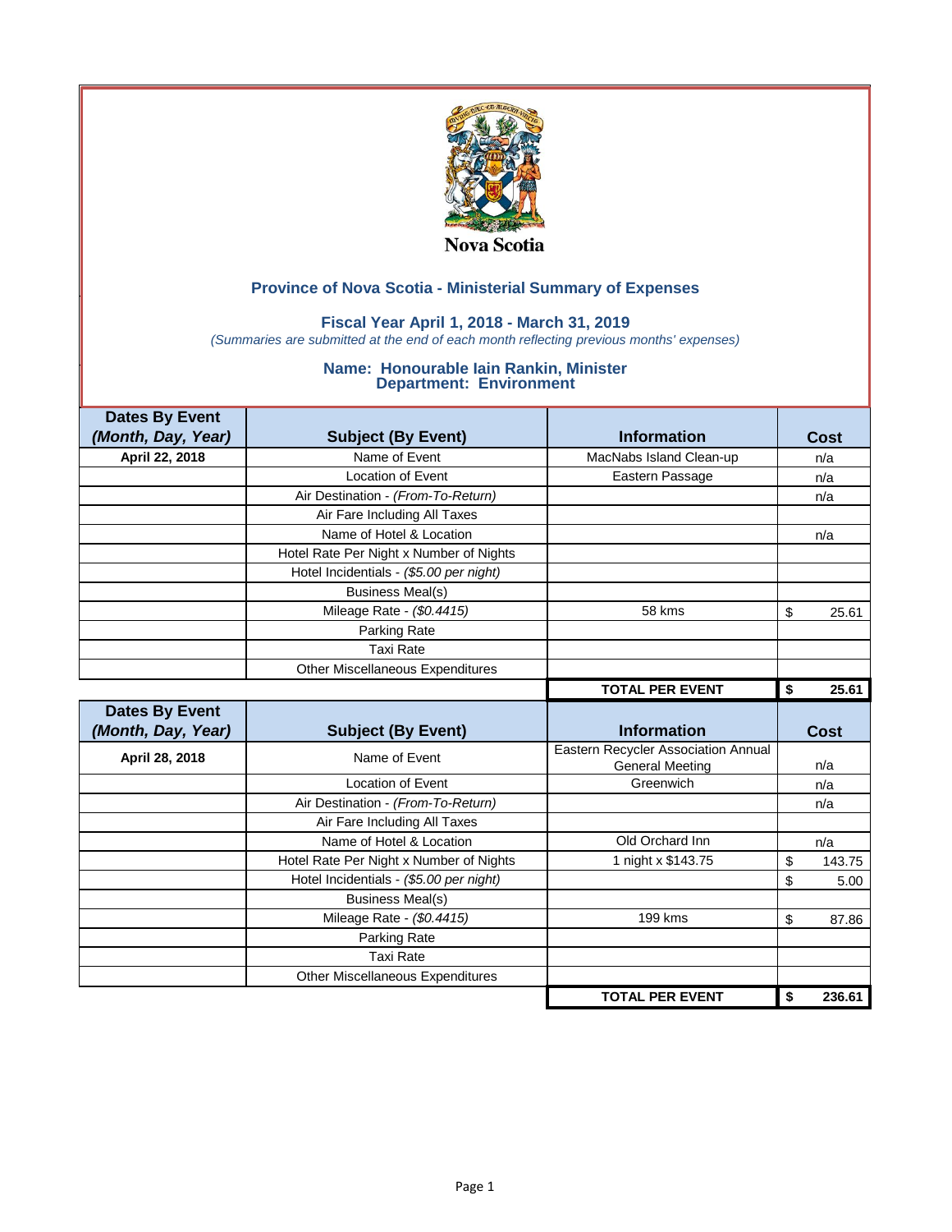Nova Scotia

## Province of Nova Scotia - Ministerial Summary of Expenses

### Fiscal Year April 1, 2018 - March 31, 2019

*(Summaries are submitted at the end of each month reflecting previous months' expenses)*

### Name: Honourable Iain Rankin, Minister
### Department: Environment

| Dates By Event *(Month, Day, Year)* | Subject (By Event) | Information | Cost |
|---|---|---|---|
| **April 22, 2018** | Name of Event | MacNabs Island Clean-up | n/a |
| | Location of Event | Eastern Passage | n/a |
| | Air Destination - *(From-To-Return)* | | n/a |
| | Air Fare Including All Taxes | | |
| | Name of Hotel & Location | | n/a |
| | Hotel Rate Per Night x Number of Nights | | |
| | Hotel Incidentials - *($5.00 per night)* | | |
| | Business Meal(s) | | |
| | Mileage Rate - *($0.4415)* | 58 kms | $ 25.61 |
| | Parking Rate | | |
| | Taxi Rate | | |
| | Other Miscellaneous Expenditures | | |
| | | **TOTAL PER EVENT** | **$ 25.61** |

| Dates By Event *(Month, Day, Year)* | Subject (By Event) | Information | Cost |
|---|---|---|---|
| **April 28, 2018** | Name of Event | Eastern Recycler Association Annual General Meeting | n/a |
| | Location of Event | Greenwich | n/a |
| | Air Destination - *(From-To-Return)* | | n/a |
| | Air Fare Including All Taxes | | |
| | Name of Hotel & Location | Old Orchard Inn | n/a |
| | Hotel Rate Per Night x Number of Nights | 1 night x $143.75 | $ 143.75 |
| | Hotel Incidentials - *($5.00 per night)* | | $ 5.00 |
| | Business Meal(s) | | |
| | Mileage Rate - *($0.4415)* | 199 kms | $ 87.86 |
| | Parking Rate | | |
| | Taxi Rate | | |
| | Other Miscellaneous Expenditures | | |
| | | **TOTAL PER EVENT** | **$ 236.61** |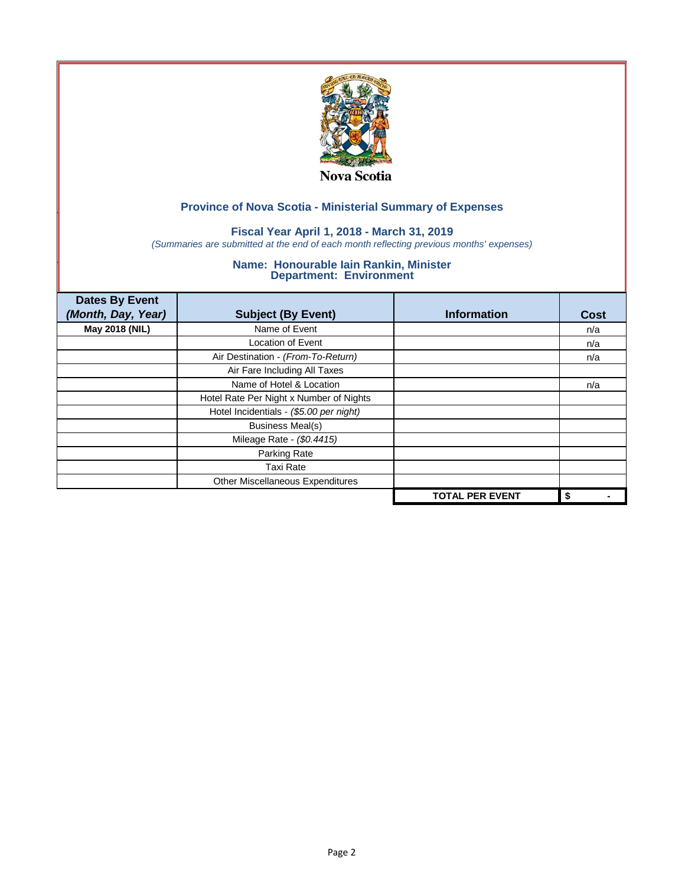Nova Scotia

## Province of Nova Scotia - Ministerial Summary of Expenses

### Fiscal Year April 1, 2018 - March 31, 2019

*(Summaries are submitted at the end of each month reflecting previous months' expenses)*

### Name: Honourable Iain Rankin, Minister
### Department: Environment

| Dates By Event *(Month, Day, Year)* | Subject (By Event) | Information | Cost |
|---|---|---|---|
| **May 2018 (NIL)** | Name of Event | | n/a |
| | Location of Event | | n/a |
| | Air Destination - *(From-To-Return)* | | n/a |
| | Air Fare Including All Taxes | | |
| | Name of Hotel & Location | | n/a |
| | Hotel Rate Per Night x Number of Nights | | |
| | Hotel Incidentials - *($5.00 per night)* | | |
| | Business Meal(s) | | |
| | Mileage Rate - *($0.4415)* | | |
| | Parking Rate | | |
| | Taxi Rate | | |
| | Other Miscellaneous Expenditures | | |
| | | **TOTAL PER EVENT** | **$ -** |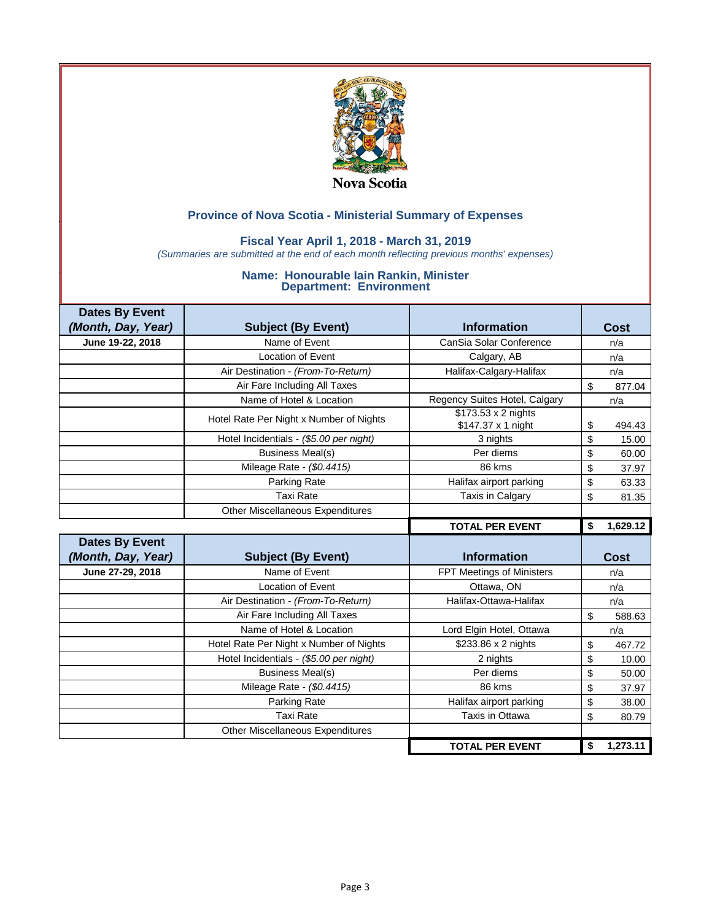Nova Scotia

## Province of Nova Scotia - Ministerial Summary of Expenses

### Fiscal Year April 1, 2018 - March 31, 2019

*(Summaries are submitted at the end of each month reflecting previous months' expenses)*

### Name: Honourable Iain Rankin, Minister
### Department: Environment

| Dates By Event *(Month, Day, Year)* | Subject (By Event) | Information | Cost |
|---|---|---|---|
| **June 19-22, 2018** | Name of Event | CanSia Solar Conference | n/a |
| | Location of Event | Calgary, AB | n/a |
| | Air Destination - *(From-To-Return)* | Halifax-Calgary-Halifax | n/a |
| | Air Fare Including All Taxes | | $ 877.04 |
| | Name of Hotel & Location | Regency Suites Hotel, Calgary | n/a |
| | Hotel Rate Per Night x Number of Nights | $173.53 x 2 nights<br>$147.37 x 1 night | $ 494.43 |
| | Hotel Incidentials - *($5.00 per night)* | 3 nights | $ 15.00 |
| | Business Meal(s) | Per diems | $ 60.00 |
| | Mileage Rate - *($0.4415)* | 86 kms | $ 37.97 |
| | Parking Rate | Halifax airport parking | $ 63.33 |
| | Taxi Rate | Taxis in Calgary | $ 81.35 |
| | Other Miscellaneous Expenditures | | |
| | | **TOTAL PER EVENT** | **$ 1,629.12** |

| Dates By Event *(Month, Day, Year)* | Subject (By Event) | Information | Cost |
|---|---|---|---|
| **June 27-29, 2018** | Name of Event | FPT Meetings of Ministers | n/a |
| | Location of Event | Ottawa, ON | n/a |
| | Air Destination - *(From-To-Return)* | Halifax-Ottawa-Halifax | n/a |
| | Air Fare Including All Taxes | | $ 588.63 |
| | Name of Hotel & Location | Lord Elgin Hotel, Ottawa | n/a |
| | Hotel Rate Per Night x Number of Nights | $233.86 x 2 nights | $ 467.72 |
| | Hotel Incidentials - *($5.00 per night)* | 2 nights | $ 10.00 |
| | Business Meal(s) | Per diems | $ 50.00 |
| | Mileage Rate - *($0.4415)* | 86 kms | $ 37.97 |
| | Parking Rate | Halifax airport parking | $ 38.00 |
| | Taxi Rate | Taxis in Ottawa | $ 80.79 |
| | Other Miscellaneous Expenditures | | |
| | | **TOTAL PER EVENT** | **$ 1,273.11** |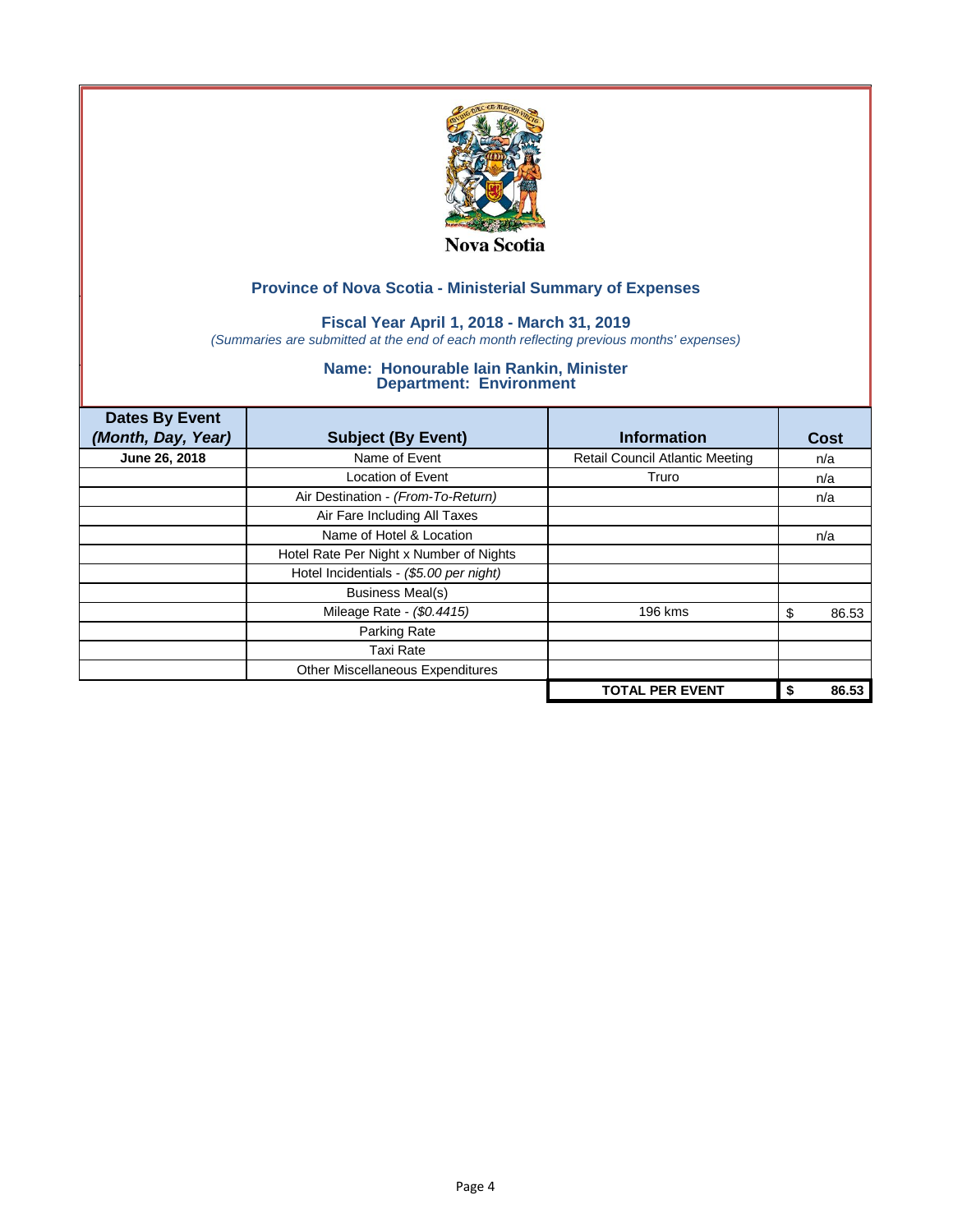Nova Scotia

## Province of Nova Scotia - Ministerial Summary of Expenses

### Fiscal Year April 1, 2018 - March 31, 2019

*(Summaries are submitted at the end of each month reflecting previous months' expenses)*

### Name: Honourable Iain Rankin, Minister
### Department: Environment

| Dates By Event *(Month, Day, Year)* | Subject (By Event) | Information | Cost |
|---|---|---|---|
| **June 26, 2018** | Name of Event | Retail Council Atlantic Meeting | n/a |
| | Location of Event | Truro | n/a |
| | Air Destination - *(From-To-Return)* | | n/a |
| | Air Fare Including All Taxes | | |
| | Name of Hotel & Location | | n/a |
| | Hotel Rate Per Night x Number of Nights | | |
| | Hotel Incidentials - *($5.00 per night)* | | |
| | Business Meal(s) | | |
| | Mileage Rate - *($0.4415)* | 196 kms | $ 86.53 |
| | Parking Rate | | |
| | Taxi Rate | | |
| | Other Miscellaneous Expenditures | | |
| | | **TOTAL PER EVENT** | **$ 86.53** |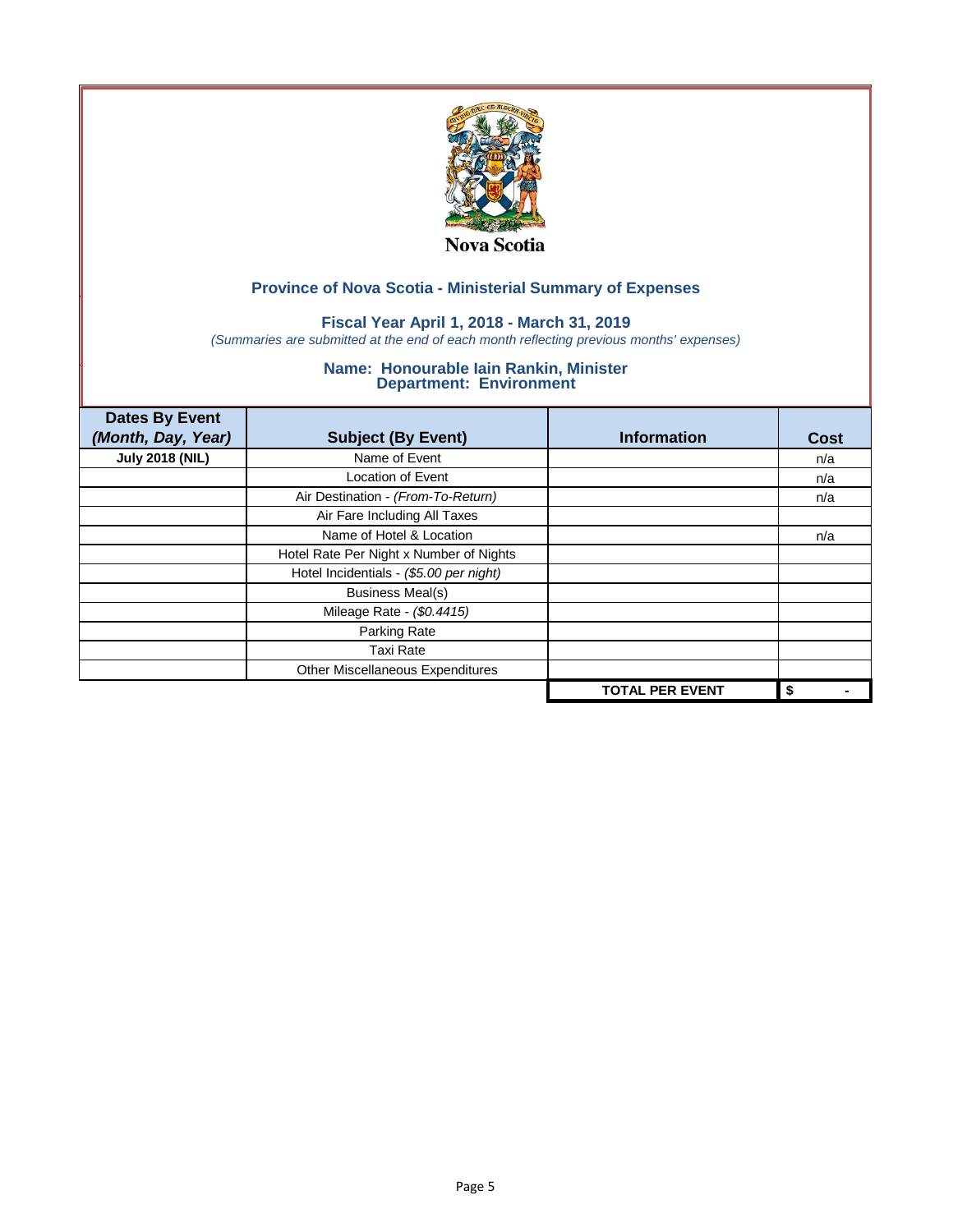Nova Scotia

## Province of Nova Scotia - Ministerial Summary of Expenses

### Fiscal Year April 1, 2018 - March 31, 2019

*(Summaries are submitted at the end of each month reflecting previous months' expenses)*

### Name: Honourable Iain Rankin, Minister
### Department: Environment

| Dates By Event *(Month, Day, Year)* | Subject (By Event) | Information | Cost |
|---|---|---|---|
| **July 2018 (NIL)** | Name of Event | | n/a |
| | Location of Event | | n/a |
| | Air Destination - *(From-To-Return)* | | n/a |
| | Air Fare Including All Taxes | | |
| | Name of Hotel & Location | | n/a |
| | Hotel Rate Per Night x Number of Nights | | |
| | Hotel Incidentials - *($5.00 per night)* | | |
| | Business Meal(s) | | |
| | Mileage Rate - *($0.4415)* | | |
| | Parking Rate | | |
| | Taxi Rate | | |
| | Other Miscellaneous Expenditures | | |
| | | **TOTAL PER EVENT** | **$ -** |